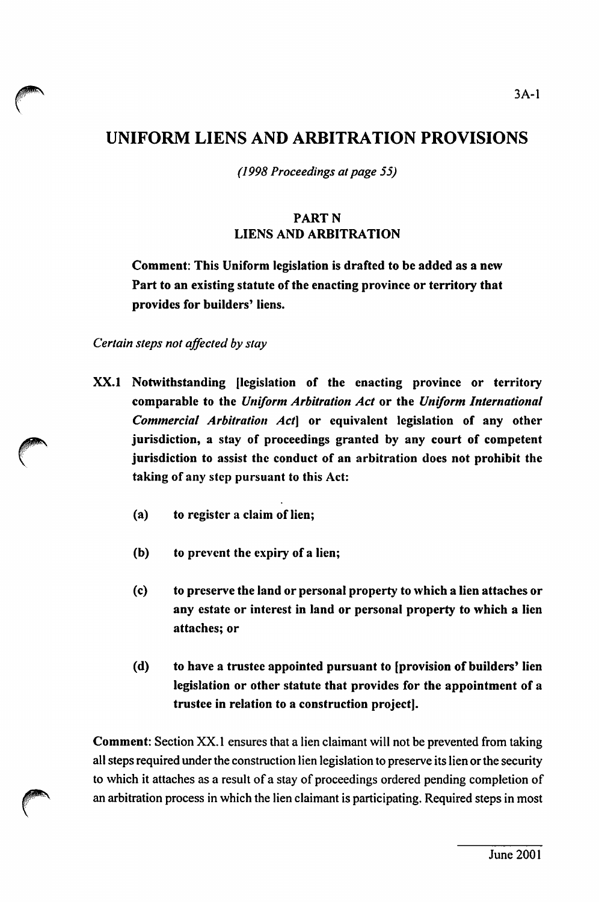# UNIFORM LIENS AND ARBITRATION PROVISIONS

*(1998 Proceedings at page 55)*

## PART N
## LIENS AND ARBITRATION

**Comment: This Uniform legislation is drafted to be added as a new Part to an existing statute of the enacting province or territory that provides for builders' liens.**

*Certain steps not affected by stay*

**XX.1 Notwithstanding [legislation of the enacting province or territory comparable to the *Uniform Arbitration Act* or the *Uniform International Commercial Arbitration Act*] or equivalent legislation of any other jurisdiction, a stay of proceedings granted by any court of competent jurisdiction to assist the conduct of an arbitration does not prohibit the taking of any step pursuant to this Act:**

**(a) to register a claim of lien;**

**(b) to prevent the expiry of a lien;**

**(c) to preserve the land or personal property to which a lien attaches or any estate or interest in land or personal property to which a lien attaches; or**

**(d) to have a trustee appointed pursuant to [provision of builders' lien legislation or other statute that provides for the appointment of a trustee in relation to a construction project].**

**Comment:** Section XX.1 ensures that a lien claimant will not be prevented from taking all steps required under the construction lien legislation to preserve its lien or the security to which it attaches as a result of a stay of proceedings ordered pending completion of an arbitration process in which the lien claimant is participating. Required steps in most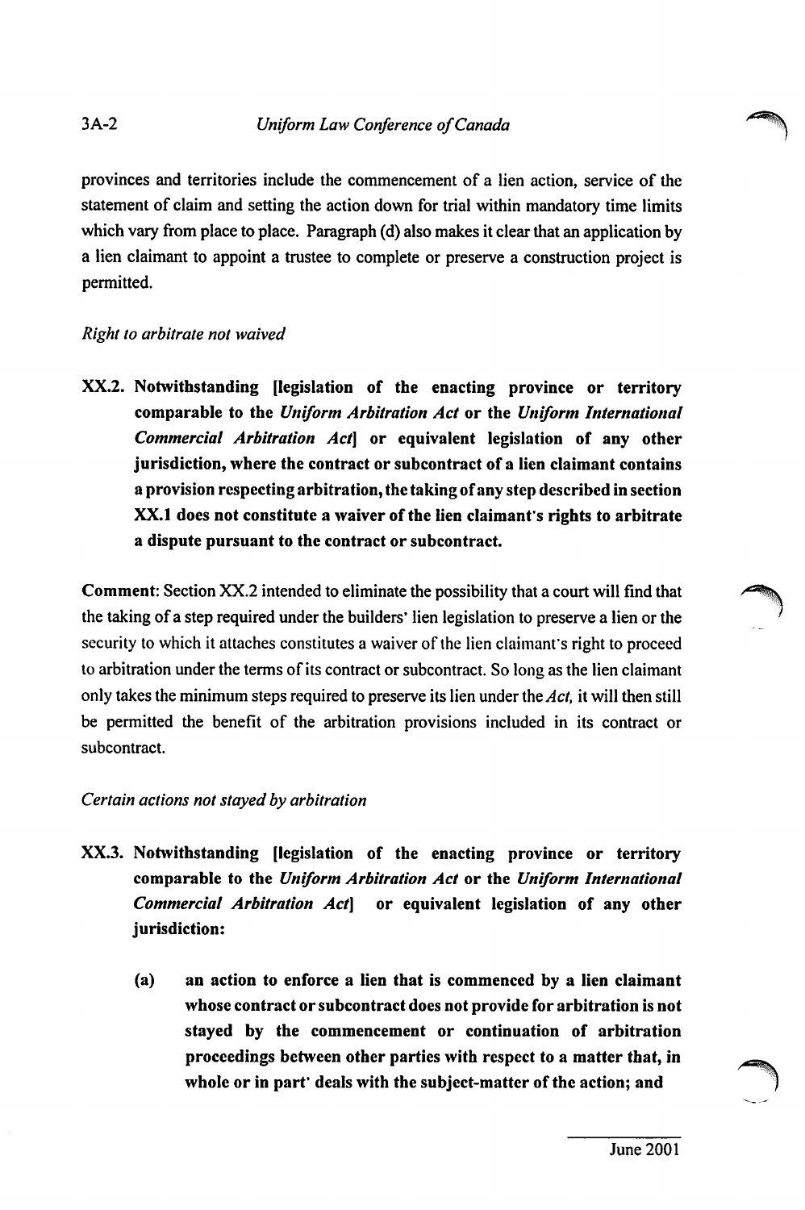provinces and territories include the commencement of a lien action, service of the statement of claim and setting the action down for trial within mandatory time limits which vary from place to place. Paragraph (d) also makes it clear that an application by a lien claimant to appoint a trustee to complete or preserve a construction project is permitted.

*Right to arbitrate not waived*

**XX.2. Notwithstanding [legislation of the enacting province or territory comparable to the *Uniform Arbitration Act* or the *Uniform International Commercial Arbitration Act*] or equivalent legislation of any other jurisdiction, where the contract or subcontract of a lien claimant contains a provision respecting arbitration, the taking of any step described in section XX.1 does not constitute a waiver of the lien claimant's rights to arbitrate a dispute pursuant to the contract or subcontract.**

**Comment**: Section XX.2 intended to eliminate the possibility that a court will find that the taking of a step required under the builders' lien legislation to preserve a lien or the security to which it attaches constitutes a waiver of the lien claimant's right to proceed to arbitration under the terms of its contract or subcontract. So long as the lien claimant only takes the minimum steps required to preserve its lien under the *Act,* it will then still be permitted the benefit of the arbitration provisions included in its contract or subcontract.

*Certain actions not stayed by arbitration*

**XX.3. Notwithstanding [legislation of the enacting province or territory comparable to the *Uniform Arbitration Act* or the *Uniform International Commercial Arbitration Act*] or equivalent legislation of any other jurisdiction:**

**(a) an action to enforce a lien that is commenced by a lien claimant whose contract or subcontract does not provide for arbitration is not stayed by the commencement or continuation of arbitration proceedings between other parties with respect to a matter that, in whole or in part' deals with the subject-matter of the action; and**